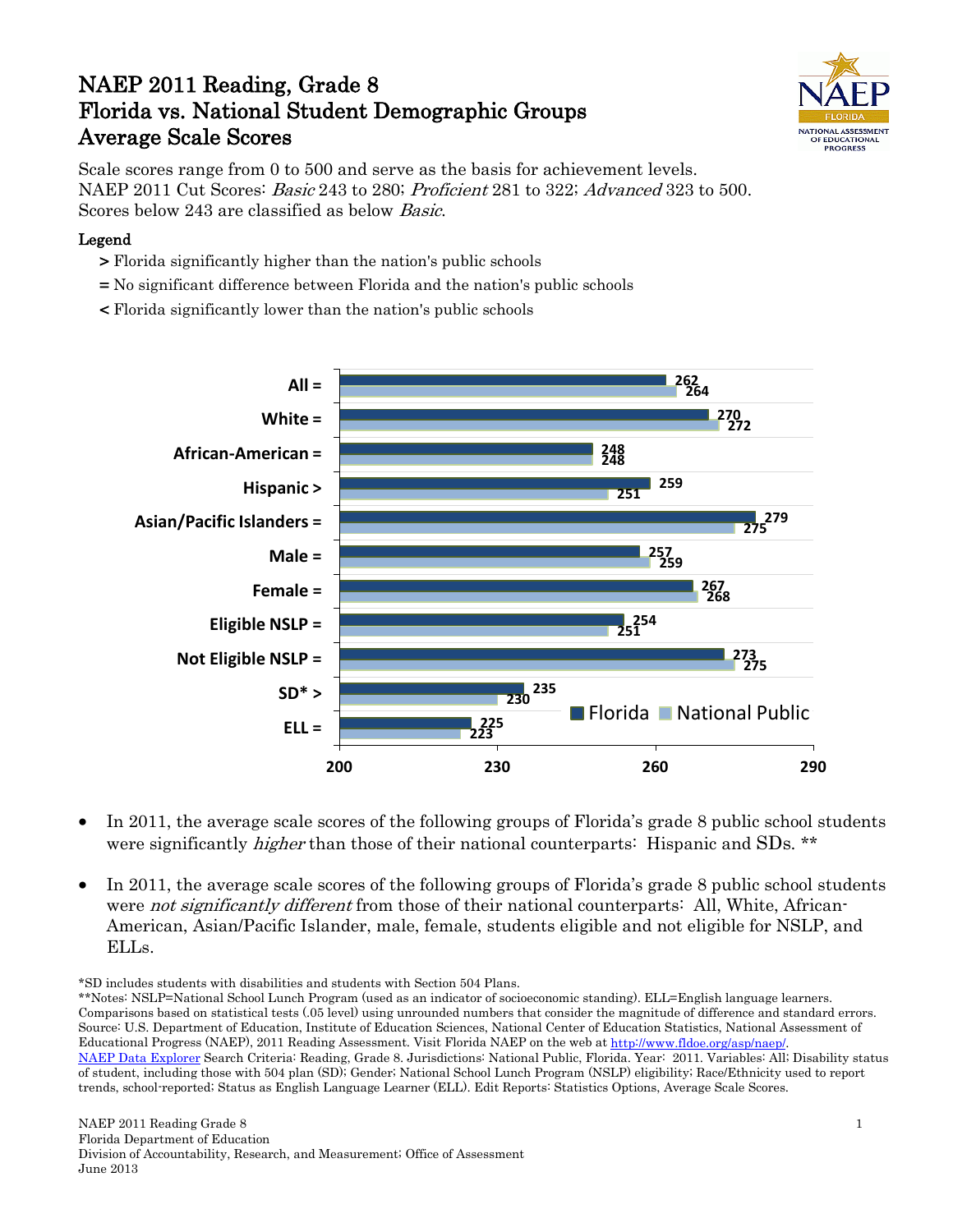# NAEP 2011 Reading, Grade 8
# Florida vs. National Student Demographic Groups
# Average Scale Scores

Scale scores range from 0 to 500 and serve as the basis for achievement levels.
NAEP 2011 Cut Scores: *Basic* 243 to 280; *Proficient* 281 to 322; *Advanced* 323 to 500.
Scores below 243 are classified as below *Basic*.

**Legend**

- **>** Florida significantly higher than the nation's public schools
- **=** No significant difference between Florida and the nation's public schools
- **<** Florida significantly lower than the nation's public schools

| Group | Florida | National Public |
|---|---|---|
| All = | 262 | 264 |
| White = | 270 | 272 |
| African-American = | 248 | 248 |
| Hispanic > | 259 | 251 |
| Asian/Pacific Islanders = | 279 | 275 |
| Male = | 257 | 259 |
| Female = | 267 | 268 |
| Eligible NSLP = | 254 | 251 |
| Not Eligible NSLP = | 273 | 275 |
| SD* > | 235 | 230 |
| ELL = | 225 | 223 |

- In 2011, the average scale scores of the following groups of Florida's grade 8 public school students were significantly *higher* than those of their national counterparts: Hispanic and SDs. **
- In 2011, the average scale scores of the following groups of Florida's grade 8 public school students were *not significantly different* from those of their national counterparts: All, White, African-American, Asian/Pacific Islander, male, female, students eligible and not eligible for NSLP, and ELLs.

*SD includes students with disabilities and students with Section 504 Plans.
**Notes: NSLP=National School Lunch Program (used as an indicator of socioeconomic standing). ELL=English language learners. Comparisons based on statistical tests (.05 level) using unrounded numbers that consider the magnitude of difference and standard errors.
Source: U.S. Department of Education, Institute of Education Sciences, National Center of Education Statistics, National Assessment of Educational Progress (NAEP), 2011 Reading Assessment. Visit Florida NAEP on the web at http://www.fldoe.org/asp/naep/.
NAEP Data Explorer Search Criteria: Reading, Grade 8. Jurisdictions: National Public, Florida. Year: 2011. Variables: All; Disability status of student, including those with 504 plan (SD); Gender; National School Lunch Program (NSLP) eligibility; Race/Ethnicity used to report trends, school-reported; Status as English Language Learner (ELL). Edit Reports: Statistics Options, Average Scale Scores.

NAEP 2011 Reading Grade 8
Florida Department of Education
Division of Accountability, Research, and Measurement; Office of Assessment
June 2013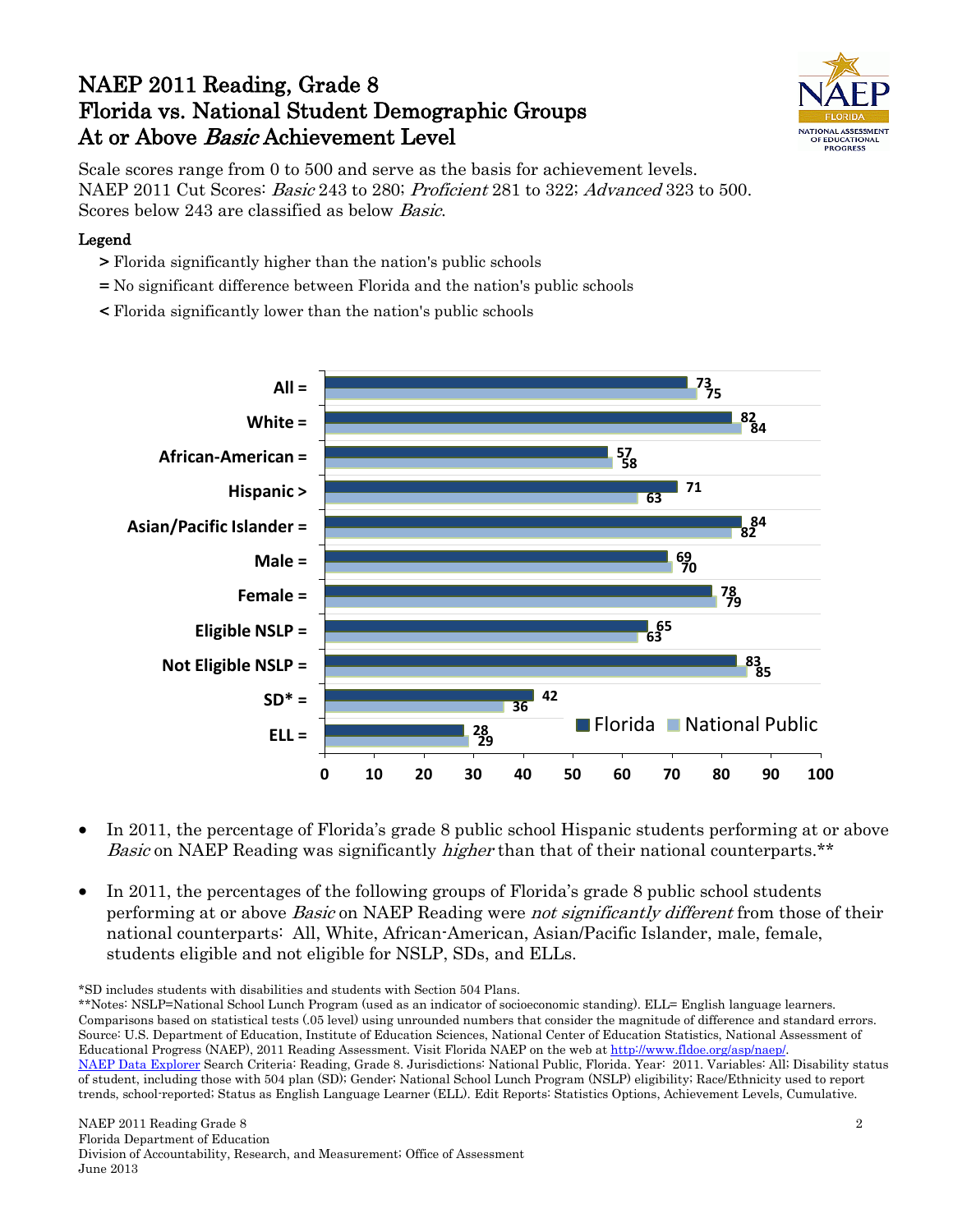# NAEP 2011 Reading, Grade 8
# Florida vs. National Student Demographic Groups
# At or Above *Basic* Achievement Level

Scale scores range from 0 to 500 and serve as the basis for achievement levels.
NAEP 2011 Cut Scores: *Basic* 243 to 280; *Proficient* 281 to 322; *Advanced* 323 to 500.
Scores below 243 are classified as below *Basic*.

**Legend**

- **>** Florida significantly higher than the nation's public schools
- **=** No significant difference between Florida and the nation's public schools
- **<** Florida significantly lower than the nation's public schools

| Group | Florida | National Public |
|---|---|---|
| All = | 73 | 75 |
| White = | 82 | 84 |
| African-American = | 57 | 58 |
| Hispanic > | 71 | 63 |
| Asian/Pacific Islander = | 84 | 82 |
| Male = | 69 | 70 |
| Female = | 78 | 79 |
| Eligible NSLP = | 65 | 63 |
| Not Eligible NSLP = | 83 | 85 |
| SD* = | 42 | 36 |
| ELL = | 28 | 29 |

- In 2011, the percentage of Florida's grade 8 public school Hispanic students performing at or above *Basic* on NAEP Reading was significantly *higher* than that of their national counterparts.**

- In 2011, the percentages of the following groups of Florida's grade 8 public school students performing at or above *Basic* on NAEP Reading were *not significantly different* from those of their national counterparts: All, White, African-American, Asian/Pacific Islander, male, female, students eligible and not eligible for NSLP, SDs, and ELLs.

*SD includes students with disabilities and students with Section 504 Plans.
**Notes: NSLP=National School Lunch Program (used as an indicator of socioeconomic standing). ELL= English language learners. Comparisons based on statistical tests (.05 level) using unrounded numbers that consider the magnitude of difference and standard errors.
Source: U.S. Department of Education, Institute of Education Sciences, National Center of Education Statistics, National Assessment of Educational Progress (NAEP), 2011 Reading Assessment. Visit Florida NAEP on the web at http://www.fldoe.org/asp/naep/.
NAEP Data Explorer Search Criteria: Reading, Grade 8. Jurisdictions: National Public, Florida. Year: 2011. Variables: All; Disability status of student, including those with 504 plan (SD); Gender; National School Lunch Program (NSLP) eligibility; Race/Ethnicity used to report trends, school-reported; Status as English Language Learner (ELL). Edit Reports: Statistics Options, Achievement Levels, Cumulative.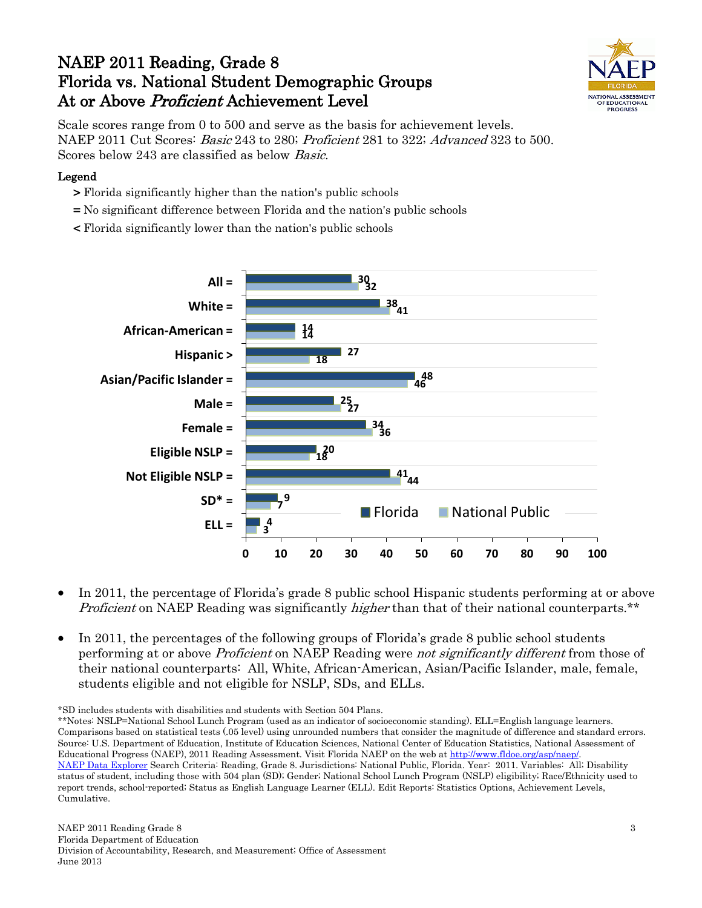# NAEP 2011 Reading, Grade 8
# Florida vs. National Student Demographic Groups
# At or Above *Proficient* Achievement Level

Scale scores range from 0 to 500 and serve as the basis for achievement levels.
NAEP 2011 Cut Scores: *Basic* 243 to 280; *Proficient* 281 to 322; *Advanced* 323 to 500.
Scores below 243 are classified as below *Basic*.

**Legend**

- **>** Florida significantly higher than the nation's public schools
- **=** No significant difference between Florida and the nation's public schools
- **<** Florida significantly lower than the nation's public schools

All =
30
32

White =
38
41

African-American =
14
14

Hispanic >
27
18

Asian/Pacific Islander =
48
46

Male =
25
27

Female =
34
36

Eligible NSLP =
20
18

Not Eligible NSLP =
41
44

SD* =
9
7

ELL =
4
3

0 10 20 30 40 50 60 70 80 90 100

Florida
National Public

- In 2011, the percentage of Florida's grade 8 public school Hispanic students performing at or above *Proficient* on NAEP Reading was significantly *higher* than that of their national counterparts.**
- In 2011, the percentages of the following groups of Florida's grade 8 public school students performing at or above *Proficient* on NAEP Reading were *not significantly different* from those of their national counterparts: All, White, African-American, Asian/Pacific Islander, male, female, students eligible and not eligible for NSLP, SDs, and ELLs.

*SD includes students with disabilities and students with Section 504 Plans.
**Notes: NSLP=National School Lunch Program (used as an indicator of socioeconomic standing). ELL=English language learners. Comparisons based on statistical tests (.05 level) using unrounded numbers that consider the magnitude of difference and standard errors. Source: U.S. Department of Education, Institute of Education Sciences, National Center of Education Statistics, National Assessment of Educational Progress (NAEP), 2011 Reading Assessment. Visit Florida NAEP on the web at http://www.fldoe.org/asp/naep/. NAEP Data Explorer Search Criteria: Reading, Grade 8. Jurisdictions: National Public, Florida. Year: 2011. Variables: All; Disability status of student, including those with 504 plan (SD); Gender; National School Lunch Program (NSLP) eligibility; Race/Ethnicity used to report trends, school-reported; Status as English Language Learner (ELL). Edit Reports: Statistics Options, Achievement Levels, Cumulative.